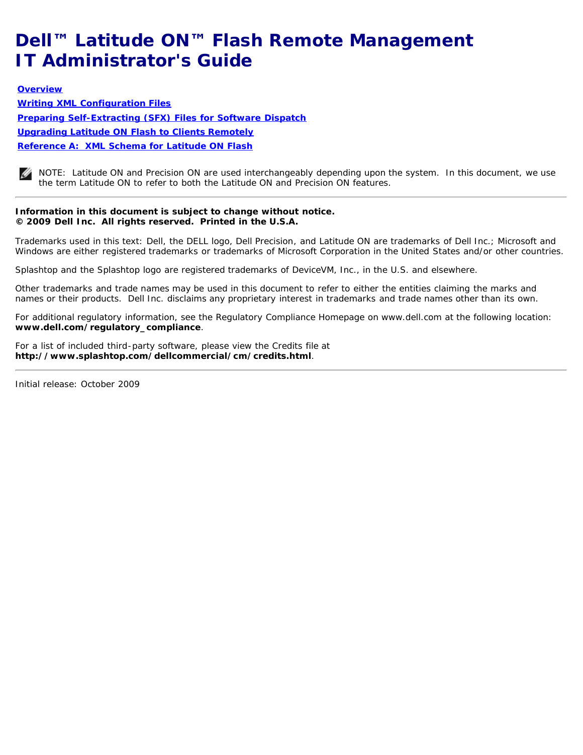# Dell™ Latitude ON™ Flash Remote Management IT Administrator's Guide

**Overview**

**Writing XML Configuration Files**

**Preparing Self-Extracting (SFX) Files for Software Dispatch**

**Upgrading Latitude ON Flash to Clients Remotely**

**Reference A: XML Schema for Latitude ON Flash**

NOTE: Latitude ON and Precision ON are used interchangeably depending upon the system. In this document, we use the term Latitude ON to refer to both the Latitude ON and Precision ON features.

---

**Information in this document is subject to change without notice.**
**© 2009 Dell Inc. All rights reserved. Printed in the U.S.A.**

Trademarks used in this text: Dell, the DELL logo, Dell Precision, and Latitude ON are trademarks of Dell Inc.; Microsoft and Windows are either registered trademarks or trademarks of Microsoft Corporation in the United States and/or other countries.

Splashtop and the Splashtop logo are registered trademarks of DeviceVM, Inc., in the U.S. and elsewhere.

Other trademarks and trade names may be used in this document to refer to either the entities claiming the marks and names or their products. Dell Inc. disclaims any proprietary interest in trademarks and trade names other than its own.

For additional regulatory information, see the Regulatory Compliance Homepage on www.dell.com at the following location: **www.dell.com/regulatory_compliance**.

For a list of included third-party software, please view the Credits file at **http://www.splashtop.com/dellcommercial/cm/credits.html**.

---

Initial release: October 2009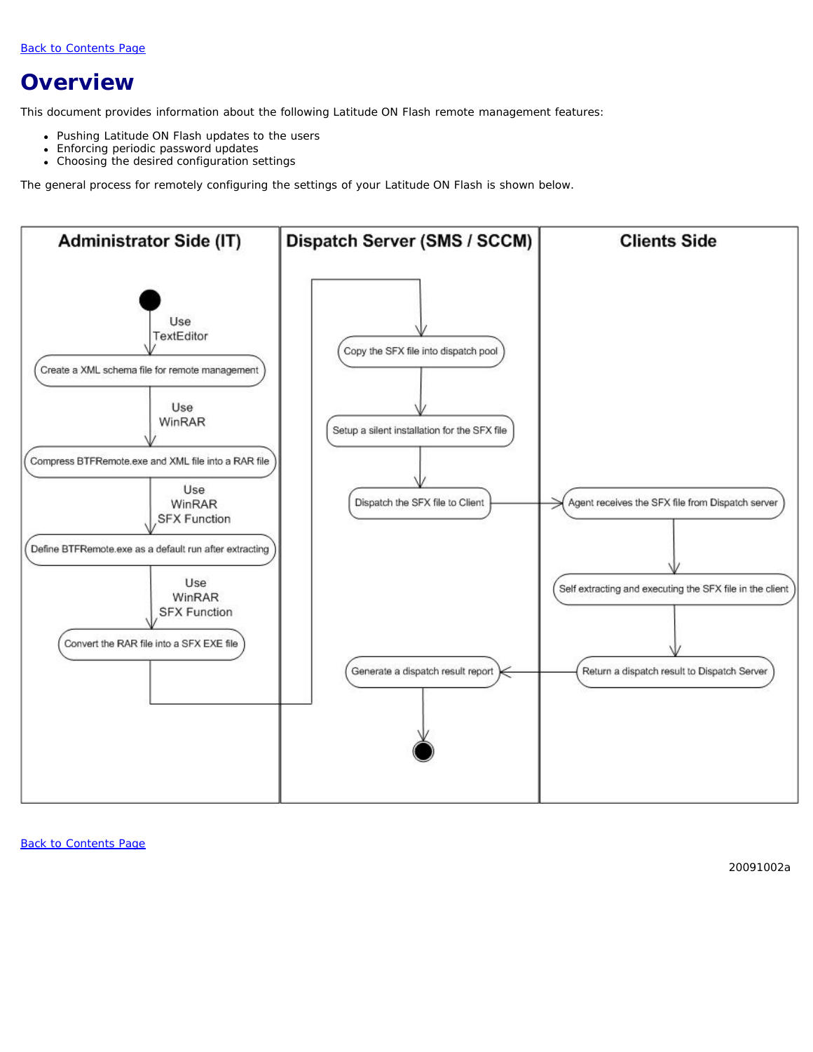# Overview

This document provides information about the following Latitude ON Flash remote management features:

- Pushing Latitude ON Flash updates to the users
- Enforcing periodic password updates
- Choosing the desired configuration settings

The general process for remotely configuring the settings of your Latitude ON Flash is shown below.

**Administrator Side (IT)**

1. Use TextEditor → Create a XML schema file for remote management
2. Use WinRAR → Compress BTFRemote.exe and XML file into a RAR file
3. Use WinRAR SFX Function → Define BTFRemote.exe as a default run after extracting
4. Use WinRAR SFX Function → Convert the RAR file into a SFX EXE file

**Dispatch Server (SMS / SCCM)**

1. Copy the SFX file into dispatch pool
2. Setup a silent installation for the SFX file
3. Dispatch the SFX file to Client
4. Generate a dispatch result report

**Clients Side**

1. Agent receives the SFX file from Dispatch server
2. Self extracting and executing the SFX file in the client
3. Return a dispatch result to Dispatch Server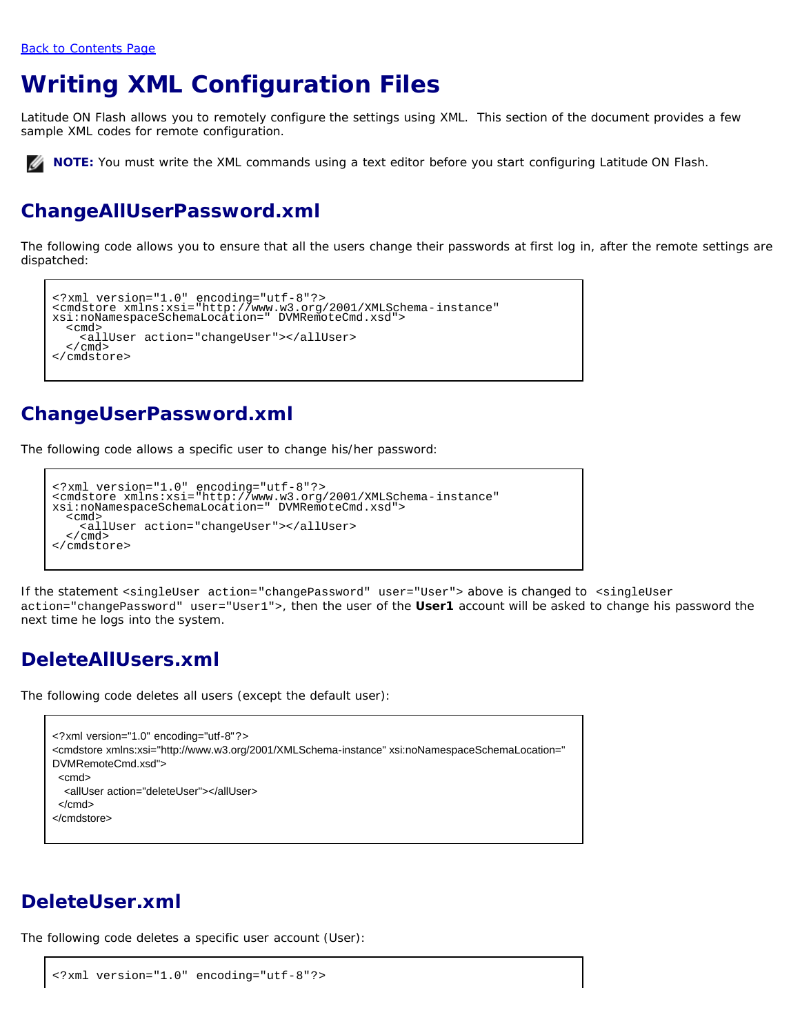[Back to Contents Page](#)

# Writing XML Configuration Files

Latitude ON Flash allows you to remotely configure the settings using XML. This section of the document provides a few sample XML codes for remote configuration.

**NOTE:** You must write the XML commands using a text editor before you start configuring Latitude ON Flash.

## ChangeAllUserPassword.xml

The following code allows you to ensure that all the users change their passwords at first log in, after the remote settings are dispatched:

```
<?xml version="1.0" encoding="utf-8"?>
<cmdstore xmlns:xsi="http://www.w3.org/2001/XMLSchema-instance"
xsi:noNamespaceSchemaLocation=" DVMRemoteCmd.xsd">
  <cmd>
    <allUser action="changeUser"></allUser>
  </cmd>
</cmdstore>
```

## ChangeUserPassword.xml

The following code allows a specific user to change his/her password:

```
<?xml version="1.0" encoding="utf-8"?>
<cmdstore xmlns:xsi="http://www.w3.org/2001/XMLSchema-instance"
xsi:noNamespaceSchemaLocation=" DVMRemoteCmd.xsd">
  <cmd>
    <allUser action="changeUser"></allUser>
  </cmd>
</cmdstore>
```

If the statement `<singleUser action="changePassword" user="User">` above is changed to `<singleUser action="changePassword" user="User1">`, then the user of the **User1** account will be asked to change his password the next time he logs into the system.

## DeleteAllUsers.xml

The following code deletes all users (except the default user):

```
<?xml version="1.0" encoding="utf-8"?>
<cmdstore xmlns:xsi="http://www.w3.org/2001/XMLSchema-instance" xsi:noNamespaceSchemaLocation="
DVMRemoteCmd.xsd">
  <cmd>
    <allUser action="deleteUser"></allUser>
  </cmd>
</cmdstore>
```

## DeleteUser.xml

The following code deletes a specific user account (User):

```
<?xml version="1.0" encoding="utf-8"?>
```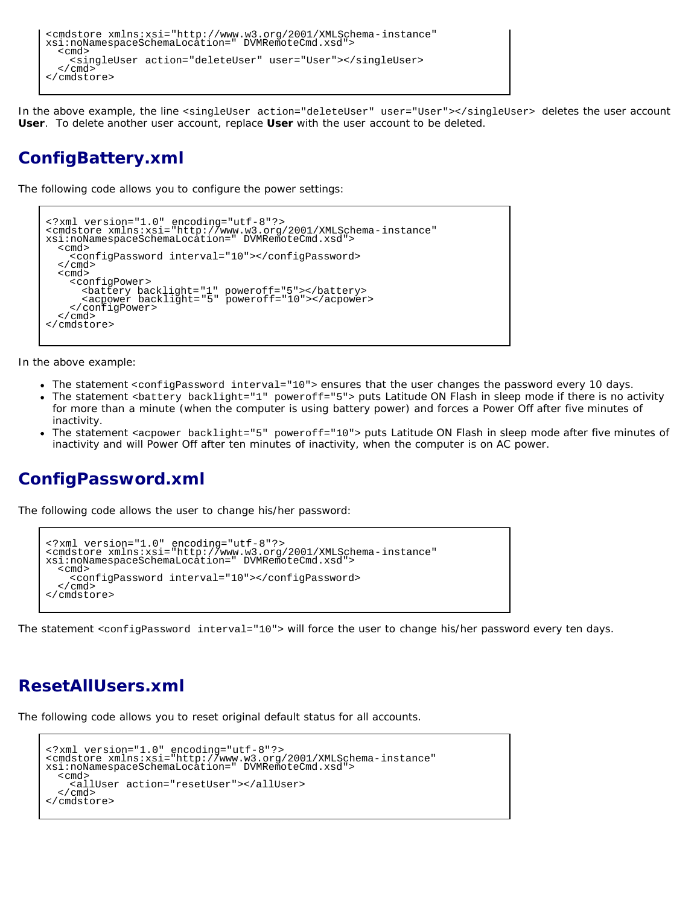```
<cmdstore xmlns:xsi="http://www.w3.org/2001/XMLSchema-instance"
xsi:noNamespaceSchemaLocation=" DVMRemoteCmd.xsd">
  <cmd>
    <singleUser action="deleteUser" user="User"></singleUser>
  </cmd>
</cmdstore>
```

In the above example, the line `<singleUser action="deleteUser" user="User"></singleUser>` deletes the user account **User**. To delete another user account, replace **User** with the user account to be deleted.

## ConfigBattery.xml

The following code allows you to configure the power settings:

```
<?xml version="1.0" encoding="utf-8"?>
<cmdstore xmlns:xsi="http://www.w3.org/2001/XMLSchema-instance"
xsi:noNamespaceSchemaLocation=" DVMRemoteCmd.xsd">
  <cmd>
    <configPassword interval="10"></configPassword>
  </cmd>
  <cmd>
    <configPower>
      <battery backlight="1" poweroff="5"></battery>
      <acpower backlight="5" poweroff="10"></acpower>
    </configPower>
  </cmd>
</cmdstore>
```

In the above example:

- The statement `<configPassword interval="10">` ensures that the user changes the password every 10 days.
- The statement `<battery backlight="1" poweroff="5">` puts Latitude ON Flash in sleep mode if there is no activity for more than a minute (when the computer is using battery power) and forces a Power Off after five minutes of inactivity.
- The statement `<acpower backlight="5" poweroff="10">` puts Latitude ON Flash in sleep mode after five minutes of inactivity and will Power Off after ten minutes of inactivity, when the computer is on AC power.

## ConfigPassword.xml

The following code allows the user to change his/her password:

```
<?xml version="1.0" encoding="utf-8"?>
<cmdstore xmlns:xsi="http://www.w3.org/2001/XMLSchema-instance"
xsi:noNamespaceSchemaLocation=" DVMRemoteCmd.xsd">
  <cmd>
    <configPassword interval="10"></configPassword>
  </cmd>
</cmdstore>
```

The statement `<configPassword interval="10">` will force the user to change his/her password every ten days.

## ResetAllUsers.xml

The following code allows you to reset original default status for all accounts.

```
<?xml version="1.0" encoding="utf-8"?>
<cmdstore xmlns:xsi="http://www.w3.org/2001/XMLSchema-instance"
xsi:noNamespaceSchemaLocation=" DVMRemoteCmd.xsd">
  <cmd>
    <allUser action="resetUser"></allUser>
  </cmd>
</cmdstore>
```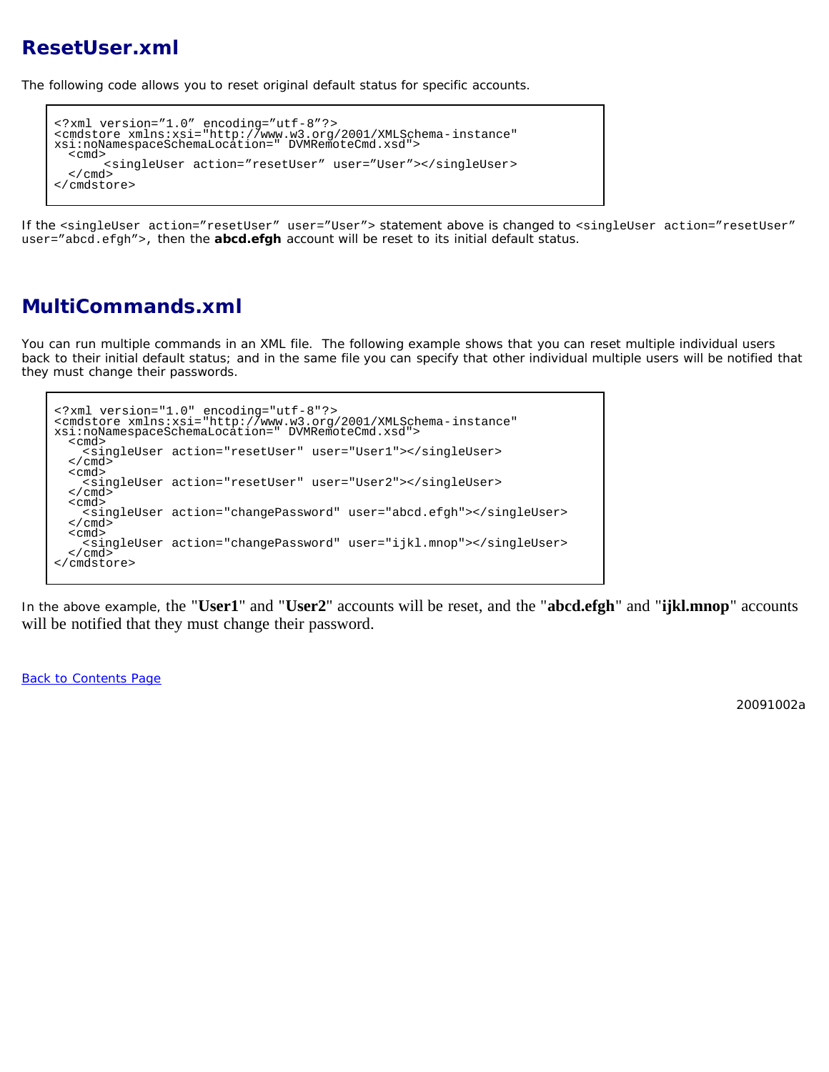## ResetUser.xml

The following code allows you to reset original default status for specific accounts.

```
<?xml version="1.0" encoding="utf-8"?>
<cmdstore xmlns:xsi="http://www.w3.org/2001/XMLSchema-instance"
xsi:noNamespaceSchemaLocation=" DVMRemoteCmd.xsd">
  <cmd>
       <singleUser action="resetUser" user="User"></singleUser>
  </cmd>
</cmdstore>
```

If the `<singleUser action="resetUser" user="User">` statement above is changed to `<singleUser action="resetUser" user="abcd.efgh">`, then the **abcd.efgh** account will be reset to its initial default status.

## MultiCommands.xml

You can run multiple commands in an XML file. The following example shows that you can reset multiple individual users back to their initial default status; and in the same file you can specify that other individual multiple users will be notified that they must change their passwords.

```
<?xml version="1.0" encoding="utf-8"?>
<cmdstore xmlns:xsi="http://www.w3.org/2001/XMLSchema-instance"
xsi:noNamespaceSchemaLocation=" DVMRemoteCmd.xsd">
  <cmd>
    <singleUser action="resetUser" user="User1"></singleUser>
  </cmd>
  <cmd>
    <singleUser action="resetUser" user="User2"></singleUser>
  </cmd>
  <cmd>
    <singleUser action="changePassword" user="abcd.efgh"></singleUser>
  </cmd>
  <cmd>
    <singleUser action="changePassword" user="ijkl.mnop"></singleUser>
  </cmd>
</cmdstore>
```

In the above example, the "**User1**" and "**User2**" accounts will be reset, and the "**abcd.efgh**" and "**ijkl.mnop**" accounts will be notified that they must change their password.

Back to Contents Page

20091002a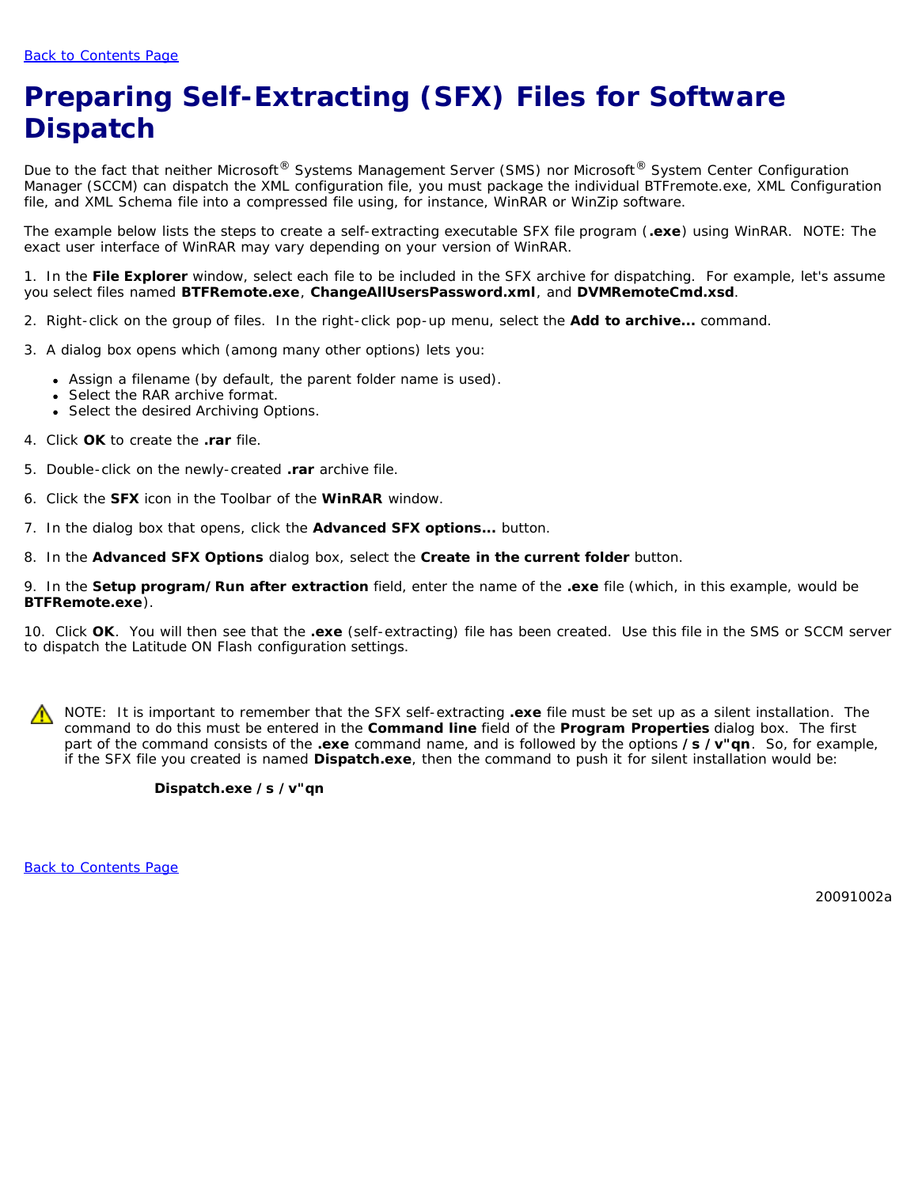[Back to Contents Page]

# Preparing Self-Extracting (SFX) Files for Software Dispatch

Due to the fact that neither Microsoft® Systems Management Server (SMS) nor Microsoft® System Center Configuration Manager (SCCM) can dispatch the XML configuration file, you must package the individual BTFremote.exe, XML Configuration file, and XML Schema file into a compressed file using, for instance, WinRAR or WinZip software.

The example below lists the steps to create a self-extracting executable SFX file program (**.exe**) using WinRAR. NOTE: The exact user interface of WinRAR may vary depending on your version of WinRAR.

1. In the **File Explorer** window, select each file to be included in the SFX archive for dispatching. For example, let's assume you select files named **BTFRemote.exe**, **ChangeAllUsersPassword.xml**, and **DVMRemoteCmd.xsd**.

2. Right-click on the group of files. In the right-click pop-up menu, select the **Add to archive...** command.

3. A dialog box opens which (among many other options) lets you:

- Assign a filename (by default, the parent folder name is used).
- Select the RAR archive format.
- Select the desired Archiving Options.

4. Click **OK** to create the **.rar** file.

5. Double-click on the newly-created **.rar** archive file.

6. Click the **SFX** icon in the Toolbar of the **WinRAR** window.

7. In the dialog box that opens, click the **Advanced SFX options...** button.

8. In the **Advanced SFX Options** dialog box, select the **Create in the current folder** button.

9. In the **Setup program/Run after extraction** field, enter the name of the **.exe** file (which, in this example, would be **BTFRemote.exe**).

10. Click **OK**. You will then see that the **.exe** (self-extracting) file has been created. Use this file in the SMS or SCCM server to dispatch the Latitude ON Flash configuration settings.

NOTE: It is important to remember that the SFX self-extracting **.exe** file must be set up as a silent installation. The command to do this must be entered in the **Command line** field of the **Program Properties** dialog box. The first part of the command consists of the **.exe** command name, and is followed by the options **/s /v"qn**. So, for example, if the SFX file you created is named **Dispatch.exe**, then the command to push it for silent installation would be:

**Dispatch.exe /s /v"qn**

[Back to Contents Page]

20091002a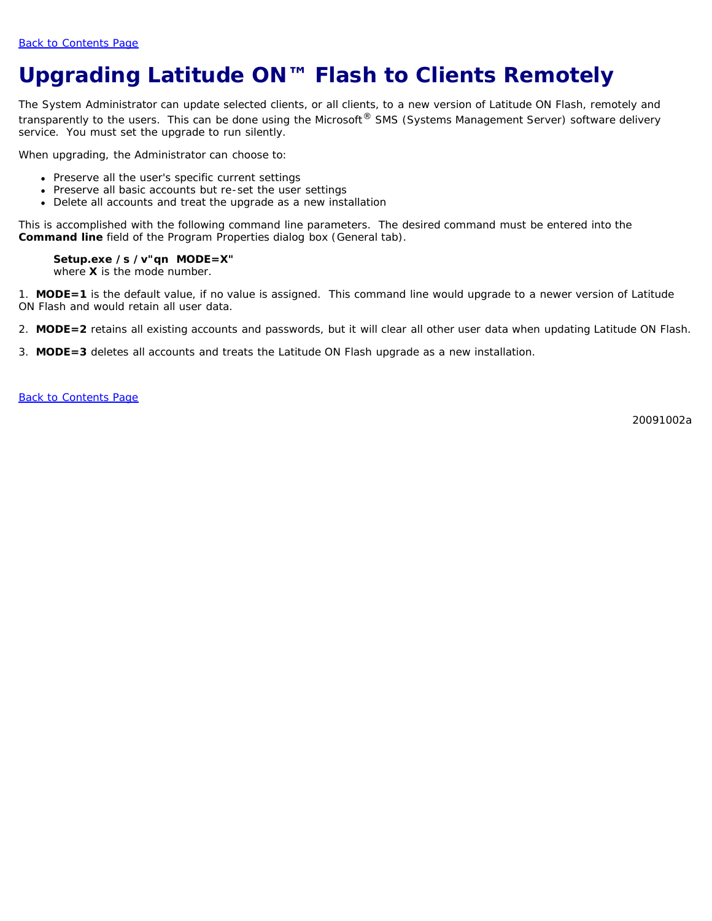Back to Contents Page

# Upgrading Latitude ON™ Flash to Clients Remotely

The System Administrator can update selected clients, or all clients, to a new version of Latitude ON Flash, remotely and transparently to the users. This can be done using the Microsoft® SMS (Systems Management Server) software delivery service. You must set the upgrade to run silently.

When upgrading, the Administrator can choose to:

- Preserve all the user's specific current settings
- Preserve all basic accounts but re-set the user settings
- Delete all accounts and treat the upgrade as a new installation

This is accomplished with the following command line parameters. The desired command must be entered into the **Command line** field of the Program Properties dialog box (General tab).

> **Setup.exe /s /v"qn MODE=X"**
> where **X** is the mode number.

1. **MODE=1** is the default value, if no value is assigned. This command line would upgrade to a newer version of Latitude ON Flash and would retain all user data.

2. **MODE=2** retains all existing accounts and passwords, but it will clear all other user data when updating Latitude ON Flash.

3. **MODE=3** deletes all accounts and treats the Latitude ON Flash upgrade as a new installation.

Back to Contents Page

20091002a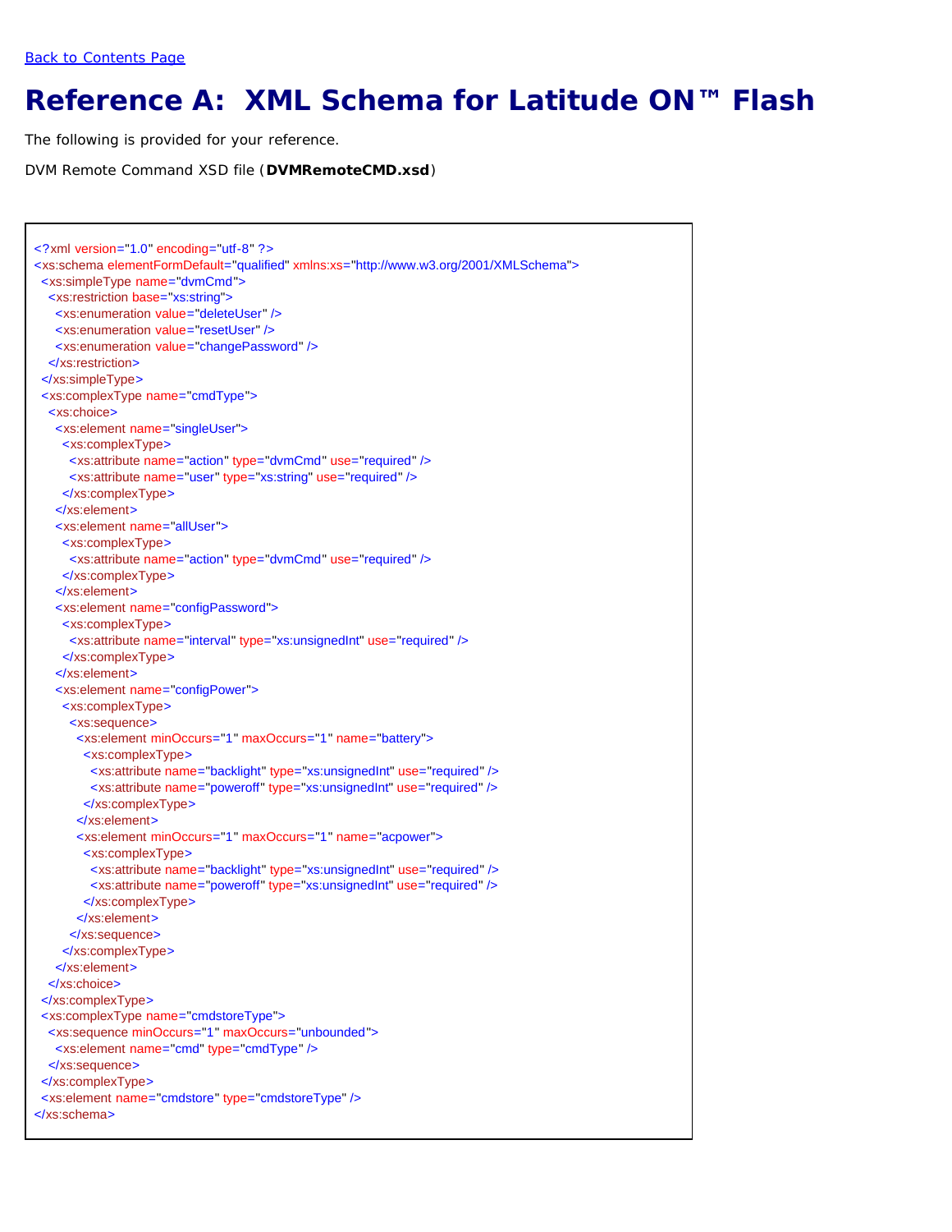[Back to Contents Page]

# Reference A:  XML Schema for Latitude ON™ Flash

The following is provided for your reference.

DVM Remote Command XSD file (**DVMRemoteCMD.xsd**)

```
<?xml version="1.0" encoding="utf-8" ?>
<xs:schema elementFormDefault="qualified" xmlns:xs="http://www.w3.org/2001/XMLSchema">
 <xs:simpleType name="dvmCmd">
  <xs:restriction base="xs:string">
   <xs:enumeration value="deleteUser" />
   <xs:enumeration value="resetUser" />
   <xs:enumeration value="changePassword" />
  </xs:restriction>
 </xs:simpleType>
 <xs:complexType name="cmdType">
  <xs:choice>
   <xs:element name="singleUser">
    <xs:complexType>
     <xs:attribute name="action" type="dvmCmd" use="required" />
     <xs:attribute name="user" type="xs:string" use="required" />
    </xs:complexType>
   </xs:element>
   <xs:element name="allUser">
    <xs:complexType>
     <xs:attribute name="action" type="dvmCmd" use="required" />
    </xs:complexType>
   </xs:element>
   <xs:element name="configPassword">
    <xs:complexType>
     <xs:attribute name="interval" type="xs:unsignedInt" use="required" />
    </xs:complexType>
   </xs:element>
   <xs:element name="configPower">
    <xs:complexType>
     <xs:sequence>
      <xs:element minOccurs="1" maxOccurs="1" name="battery">
       <xs:complexType>
        <xs:attribute name="backlight" type="xs:unsignedInt" use="required" />
        <xs:attribute name="poweroff" type="xs:unsignedInt" use="required" />
       </xs:complexType>
      </xs:element>
      <xs:element minOccurs="1" maxOccurs="1" name="acpower">
       <xs:complexType>
        <xs:attribute name="backlight" type="xs:unsignedInt" use="required" />
        <xs:attribute name="poweroff" type="xs:unsignedInt" use="required" />
       </xs:complexType>
      </xs:element>
     </xs:sequence>
    </xs:complexType>
   </xs:element>
  </xs:choice>
 </xs:complexType>
 <xs:complexType name="cmdstoreType">
  <xs:sequence minOccurs="1" maxOccurs="unbounded">
   <xs:element name="cmd" type="cmdType" />
  </xs:sequence>
 </xs:complexType>
 <xs:element name="cmdstore" type="cmdstoreType" />
</xs:schema>
```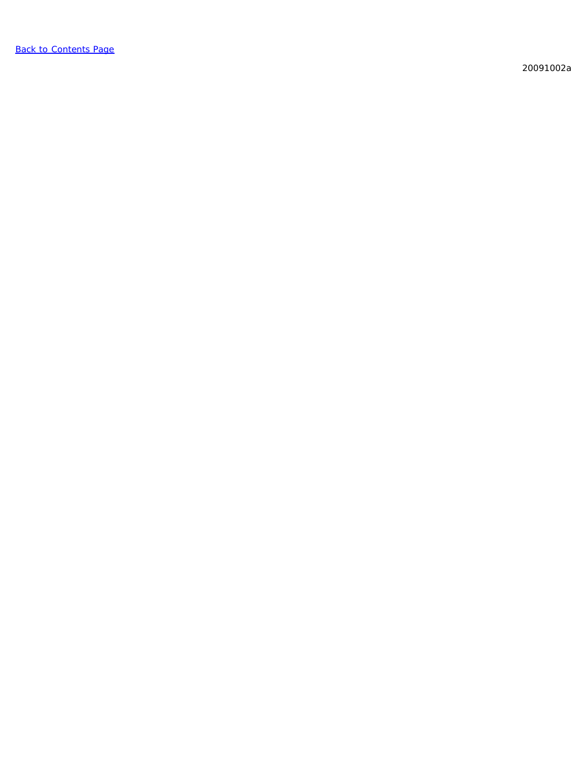[Back to Contents Page]

20091002a